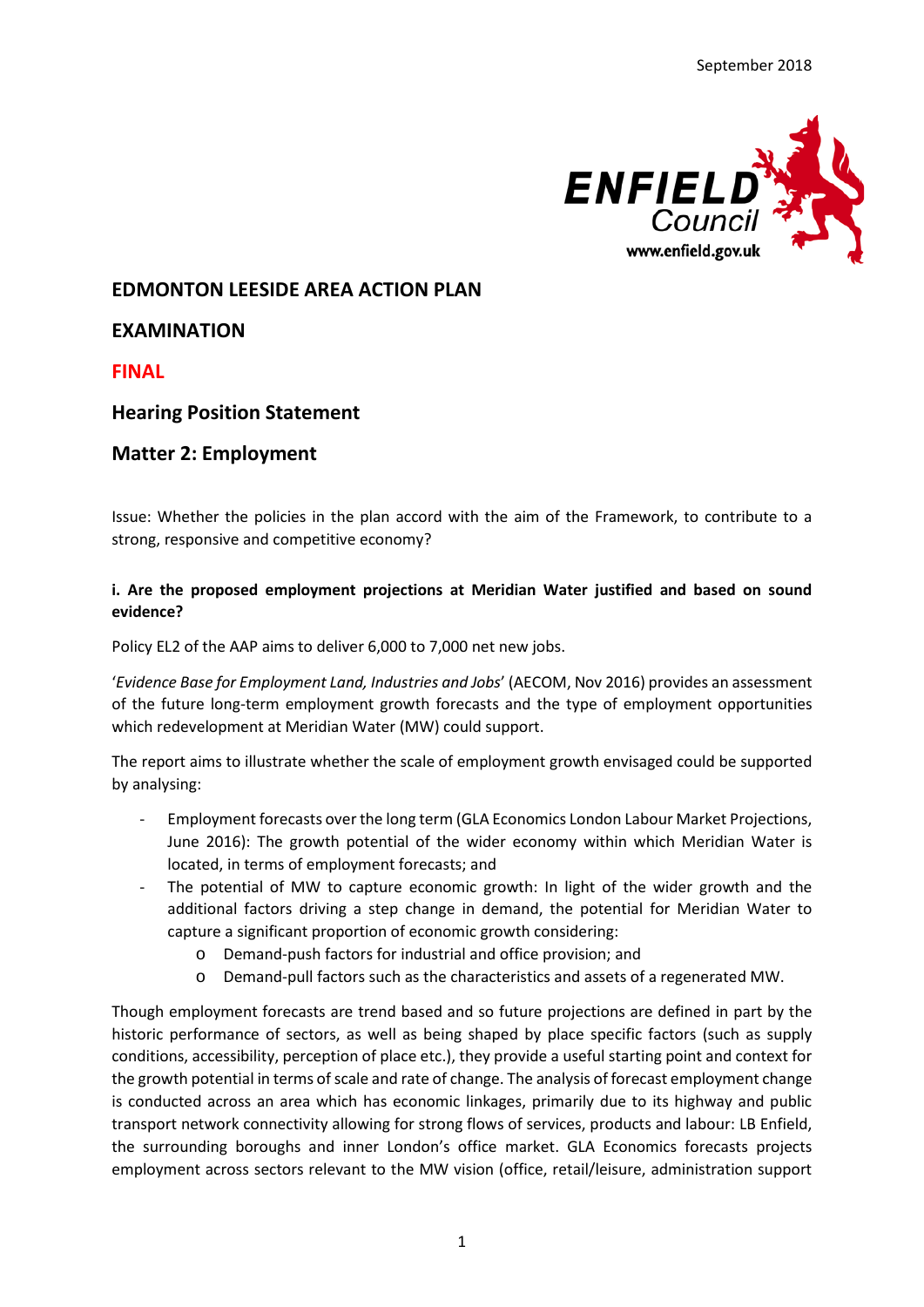September 2018

ENFIELD Council
www.enfield.gov.uk

# EDMONTON LEESIDE AREA ACTION PLAN

# EXAMINATION

# FINAL

## Hearing Position Statement

## Matter 2: Employment

Issue: Whether the policies in the plan accord with the aim of the Framework, to contribute to a strong, responsive and competitive economy?

**i. Are the proposed employment projections at Meridian Water justified and based on sound evidence?**

Policy EL2 of the AAP aims to deliver 6,000 to 7,000 net new jobs.

'*Evidence Base for Employment Land, Industries and Jobs*' (AECOM, Nov 2016) provides an assessment of the future long-term employment growth forecasts and the type of employment opportunities which redevelopment at Meridian Water (MW) could support.

The report aims to illustrate whether the scale of employment growth envisaged could be supported by analysing:

- Employment forecasts over the long term (GLA Economics London Labour Market Projections, June 2016): The growth potential of the wider economy within which Meridian Water is located, in terms of employment forecasts; and
- The potential of MW to capture economic growth: In light of the wider growth and the additional factors driving a step change in demand, the potential for Meridian Water to capture a significant proportion of economic growth considering:
    - Demand-push factors for industrial and office provision; and
    - Demand-pull factors such as the characteristics and assets of a regenerated MW.

Though employment forecasts are trend based and so future projections are defined in part by the historic performance of sectors, as well as being shaped by place specific factors (such as supply conditions, accessibility, perception of place etc.), they provide a useful starting point and context for the growth potential in terms of scale and rate of change. The analysis of forecast employment change is conducted across an area which has economic linkages, primarily due to its highway and public transport network connectivity allowing for strong flows of services, products and labour: LB Enfield, the surrounding boroughs and inner London's office market. GLA Economics forecasts projects employment across sectors relevant to the MW vision (office, retail/leisure, administration support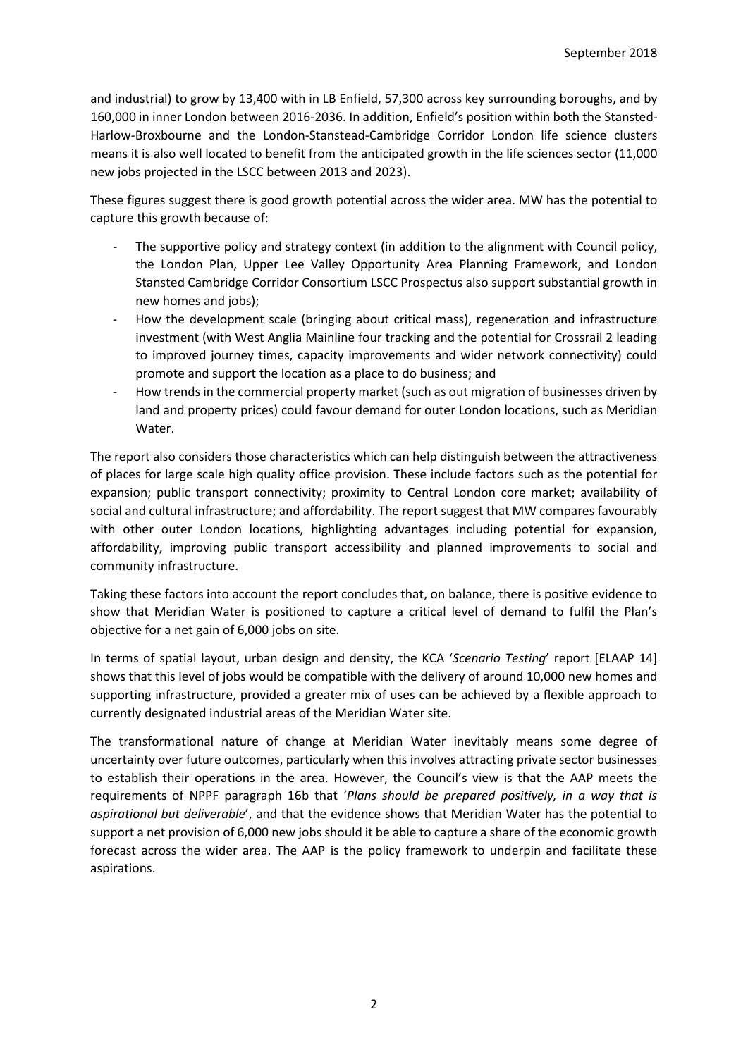and industrial) to grow by 13,400 with in LB Enfield, 57,300 across key surrounding boroughs, and by 160,000 in inner London between 2016-2036. In addition, Enfield's position within both the Stansted-Harlow-Broxbourne and the London-Stanstead-Cambridge Corridor London life science clusters means it is also well located to benefit from the anticipated growth in the life sciences sector (11,000 new jobs projected in the LSCC between 2013 and 2023).

These figures suggest there is good growth potential across the wider area. MW has the potential to capture this growth because of:

- The supportive policy and strategy context (in addition to the alignment with Council policy, the London Plan, Upper Lee Valley Opportunity Area Planning Framework, and London Stansted Cambridge Corridor Consortium LSCC Prospectus also support substantial growth in new homes and jobs);
- How the development scale (bringing about critical mass), regeneration and infrastructure investment (with West Anglia Mainline four tracking and the potential for Crossrail 2 leading to improved journey times, capacity improvements and wider network connectivity) could promote and support the location as a place to do business; and
- How trends in the commercial property market (such as out migration of businesses driven by land and property prices) could favour demand for outer London locations, such as Meridian Water.

The report also considers those characteristics which can help distinguish between the attractiveness of places for large scale high quality office provision. These include factors such as the potential for expansion; public transport connectivity; proximity to Central London core market; availability of social and cultural infrastructure; and affordability. The report suggest that MW compares favourably with other outer London locations, highlighting advantages including potential for expansion, affordability, improving public transport accessibility and planned improvements to social and community infrastructure.

Taking these factors into account the report concludes that, on balance, there is positive evidence to show that Meridian Water is positioned to capture a critical level of demand to fulfil the Plan's objective for a net gain of 6,000 jobs on site.

In terms of spatial layout, urban design and density, the KCA '*Scenario Testing*' report [ELAAP 14] shows that this level of jobs would be compatible with the delivery of around 10,000 new homes and supporting infrastructure, provided a greater mix of uses can be achieved by a flexible approach to currently designated industrial areas of the Meridian Water site.

The transformational nature of change at Meridian Water inevitably means some degree of uncertainty over future outcomes, particularly when this involves attracting private sector businesses to establish their operations in the area. However, the Council's view is that the AAP meets the requirements of NPPF paragraph 16b that '*Plans should be prepared positively, in a way that is aspirational but deliverable*', and that the evidence shows that Meridian Water has the potential to support a net provision of 6,000 new jobs should it be able to capture a share of the economic growth forecast across the wider area. The AAP is the policy framework to underpin and facilitate these aspirations.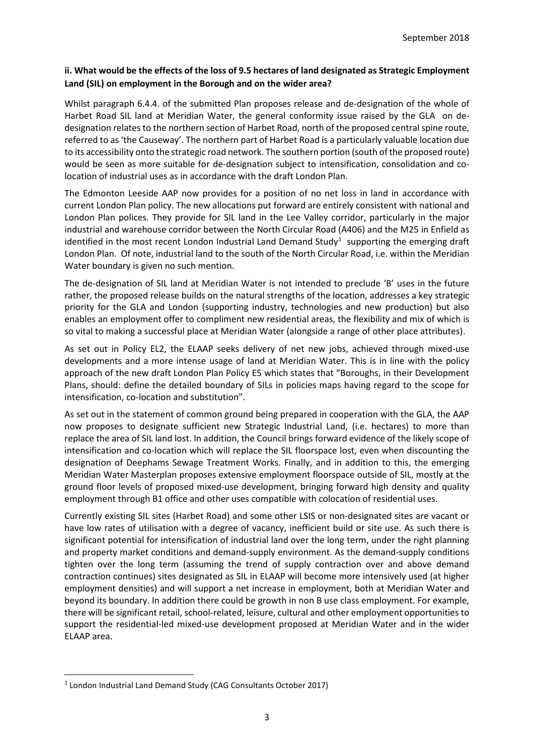**ii. What would be the effects of the loss of 9.5 hectares of land designated as Strategic Employment Land (SIL) on employment in the Borough and on the wider area?**

Whilst paragraph 6.4.4. of the submitted Plan proposes release and de-designation of the whole of Harbet Road SIL land at Meridian Water, the general conformity issue raised by the GLA on de-designation relates to the northern section of Harbet Road, north of the proposed central spine route, referred to as 'the Causeway'. The northern part of Harbet Road is a particularly valuable location due to its accessibility onto the strategic road network. The southern portion (south of the proposed route) would be seen as more suitable for de-designation subject to intensification, consolidation and co-location of industrial uses as in accordance with the draft London Plan.

The Edmonton Leeside AAP now provides for a position of no net loss in land in accordance with current London Plan policy. The new allocations put forward are entirely consistent with national and London Plan polices. They provide for SIL land in the Lee Valley corridor, particularly in the major industrial and warehouse corridor between the North Circular Road (A406) and the M25 in Enfield as identified in the most recent London Industrial Land Demand Study[1] supporting the emerging draft London Plan. Of note, industrial land to the south of the North Circular Road, i.e. within the Meridian Water boundary is given no such mention.

The de-designation of SIL land at Meridian Water is not intended to preclude 'B' uses in the future rather, the proposed release builds on the natural strengths of the location, addresses a key strategic priority for the GLA and London (supporting industry, technologies and new production) but also enables an employment offer to compliment new residential areas, the flexibility and mix of which is so vital to making a successful place at Meridian Water (alongside a range of other place attributes).

As set out in Policy EL2, the ELAAP seeks delivery of net new jobs, achieved through mixed-use developments and a more intense usage of land at Meridian Water. This is in line with the policy approach of the new draft London Plan Policy E5 which states that "Boroughs, in their Development Plans, should: define the detailed boundary of SILs in policies maps having regard to the scope for intensification, co-location and substitution".

As set out in the statement of common ground being prepared in cooperation with the GLA, the AAP now proposes to designate sufficient new Strategic Industrial Land, (i.e. hectares) to more than replace the area of SIL land lost. In addition, the Council brings forward evidence of the likely scope of intensification and co-location which will replace the SIL floorspace lost, even when discounting the designation of Deephams Sewage Treatment Works. Finally, and in addition to this, the emerging Meridian Water Masterplan proposes extensive employment floorspace outside of SIL, mostly at the ground floor levels of proposed mixed-use development, bringing forward high density and quality employment through B1 office and other uses compatible with colocation of residential uses.

Currently existing SIL sites (Harbet Road) and some other LSIS or non-designated sites are vacant or have low rates of utilisation with a degree of vacancy, inefficient build or site use. As such there is significant potential for intensification of industrial land over the long term, under the right planning and property market conditions and demand-supply environment. As the demand-supply conditions tighten over the long term (assuming the trend of supply contraction over and above demand contraction continues) sites designated as SIL in ELAAP will become more intensively used (at higher employment densities) and will support a net increase in employment, both at Meridian Water and beyond its boundary. In addition there could be growth in non B use class employment. For example, there will be significant retail, school-related, leisure, cultural and other employment opportunities to support the residential-led mixed-use development proposed at Meridian Water and in the wider ELAAP area.

---

[1] London Industrial Land Demand Study (CAG Consultants October 2017)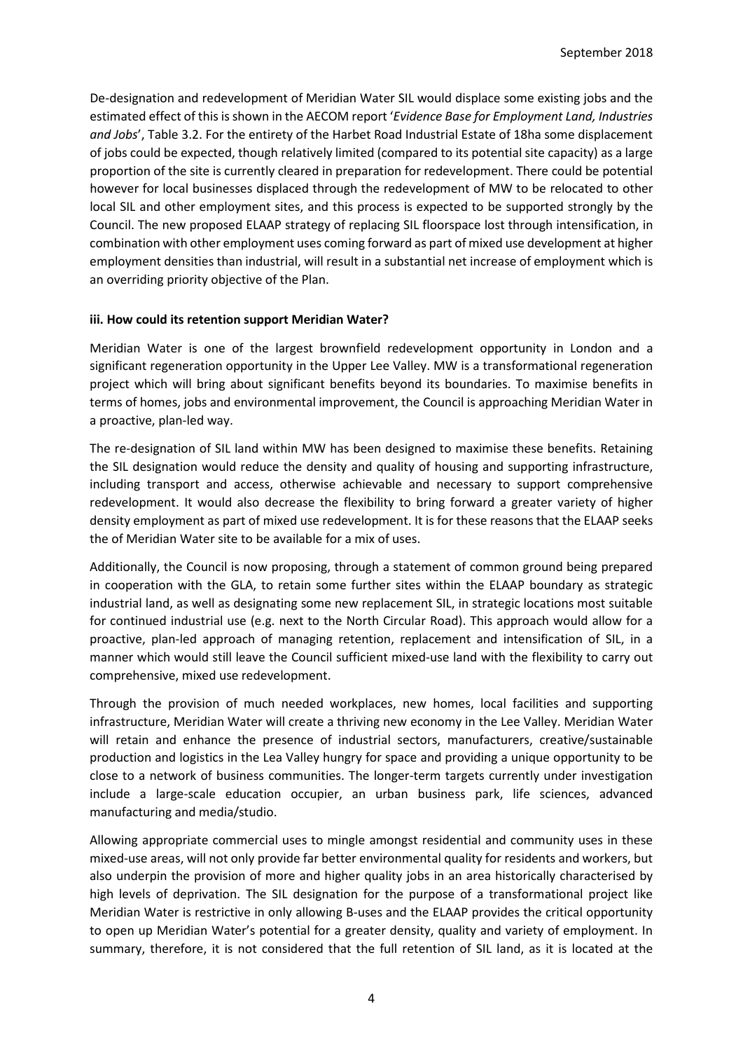De-designation and redevelopment of Meridian Water SIL would displace some existing jobs and the estimated effect of this is shown in the AECOM report '*Evidence Base for Employment Land, Industries and Jobs*', Table 3.2. For the entirety of the Harbet Road Industrial Estate of 18ha some displacement of jobs could be expected, though relatively limited (compared to its potential site capacity) as a large proportion of the site is currently cleared in preparation for redevelopment. There could be potential however for local businesses displaced through the redevelopment of MW to be relocated to other local SIL and other employment sites, and this process is expected to be supported strongly by the Council. The new proposed ELAAP strategy of replacing SIL floorspace lost through intensification, in combination with other employment uses coming forward as part of mixed use development at higher employment densities than industrial, will result in a substantial net increase of employment which is an overriding priority objective of the Plan.

**iii. How could its retention support Meridian Water?**

Meridian Water is one of the largest brownfield redevelopment opportunity in London and a significant regeneration opportunity in the Upper Lee Valley. MW is a transformational regeneration project which will bring about significant benefits beyond its boundaries. To maximise benefits in terms of homes, jobs and environmental improvement, the Council is approaching Meridian Water in a proactive, plan-led way.

The re-designation of SIL land within MW has been designed to maximise these benefits. Retaining the SIL designation would reduce the density and quality of housing and supporting infrastructure, including transport and access, otherwise achievable and necessary to support comprehensive redevelopment. It would also decrease the flexibility to bring forward a greater variety of higher density employment as part of mixed use redevelopment. It is for these reasons that the ELAAP seeks the of Meridian Water site to be available for a mix of uses.

Additionally, the Council is now proposing, through a statement of common ground being prepared in cooperation with the GLA, to retain some further sites within the ELAAP boundary as strategic industrial land, as well as designating some new replacement SIL, in strategic locations most suitable for continued industrial use (e.g. next to the North Circular Road). This approach would allow for a proactive, plan-led approach of managing retention, replacement and intensification of SIL, in a manner which would still leave the Council sufficient mixed-use land with the flexibility to carry out comprehensive, mixed use redevelopment.

Through the provision of much needed workplaces, new homes, local facilities and supporting infrastructure, Meridian Water will create a thriving new economy in the Lee Valley. Meridian Water will retain and enhance the presence of industrial sectors, manufacturers, creative/sustainable production and logistics in the Lea Valley hungry for space and providing a unique opportunity to be close to a network of business communities. The longer-term targets currently under investigation include a large-scale education occupier, an urban business park, life sciences, advanced manufacturing and media/studio.

Allowing appropriate commercial uses to mingle amongst residential and community uses in these mixed-use areas, will not only provide far better environmental quality for residents and workers, but also underpin the provision of more and higher quality jobs in an area historically characterised by high levels of deprivation. The SIL designation for the purpose of a transformational project like Meridian Water is restrictive in only allowing B-uses and the ELAAP provides the critical opportunity to open up Meridian Water's potential for a greater density, quality and variety of employment. In summary, therefore, it is not considered that the full retention of SIL land, as it is located at the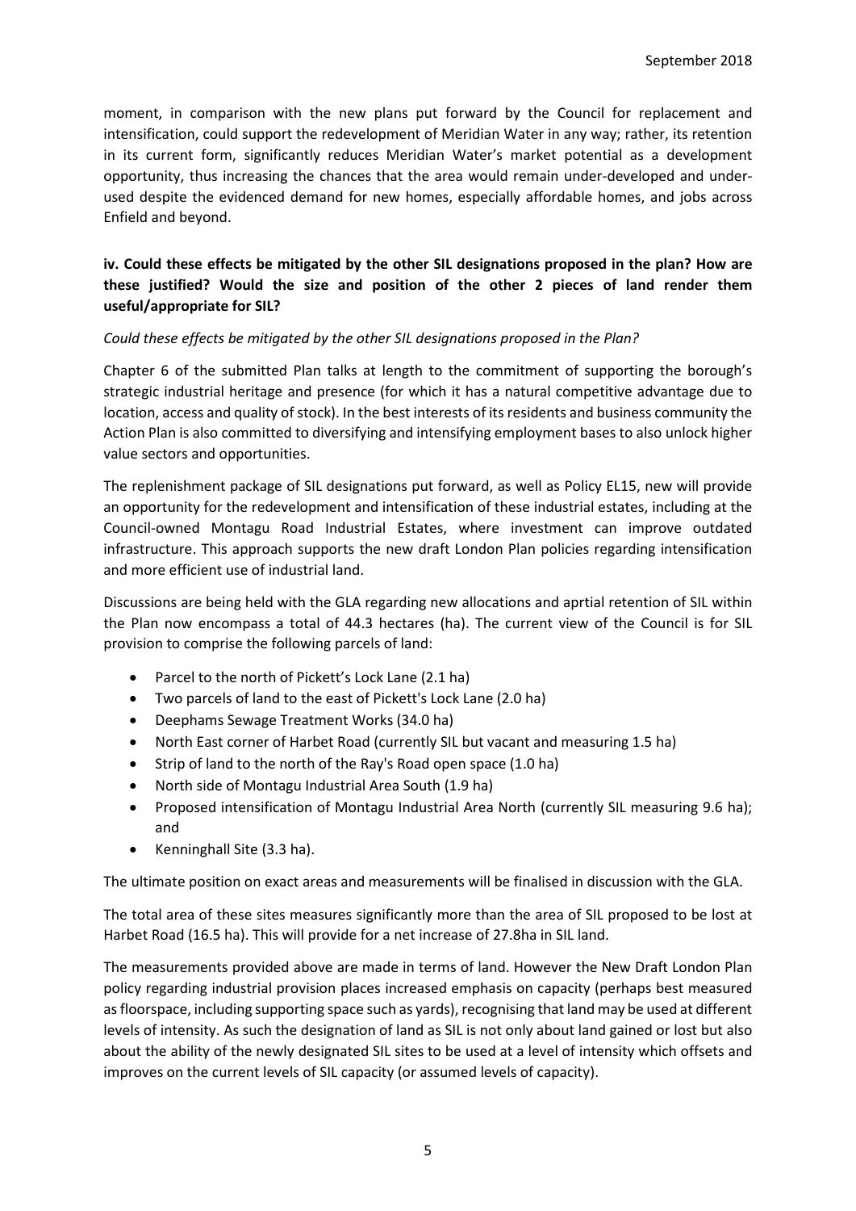moment, in comparison with the new plans put forward by the Council for replacement and intensification, could support the redevelopment of Meridian Water in any way; rather, its retention in its current form, significantly reduces Meridian Water's market potential as a development opportunity, thus increasing the chances that the area would remain under-developed and under-used despite the evidenced demand for new homes, especially affordable homes, and jobs across Enfield and beyond.

**iv. Could these effects be mitigated by the other SIL designations proposed in the plan? How are these justified? Would the size and position of the other 2 pieces of land render them useful/appropriate for SIL?**

*Could these effects be mitigated by the other SIL designations proposed in the Plan?*

Chapter 6 of the submitted Plan talks at length to the commitment of supporting the borough's strategic industrial heritage and presence (for which it has a natural competitive advantage due to location, access and quality of stock). In the best interests of its residents and business community the Action Plan is also committed to diversifying and intensifying employment bases to also unlock higher value sectors and opportunities.

The replenishment package of SIL designations put forward, as well as Policy EL15, new will provide an opportunity for the redevelopment and intensification of these industrial estates, including at the Council-owned Montagu Road Industrial Estates, where investment can improve outdated infrastructure. This approach supports the new draft London Plan policies regarding intensification and more efficient use of industrial land.

Discussions are being held with the GLA regarding new allocations and aprtial retention of SIL within the Plan now encompass a total of 44.3 hectares (ha). The current view of the Council is for SIL provision to comprise the following parcels of land:

- Parcel to the north of Pickett's Lock Lane (2.1 ha)
- Two parcels of land to the east of Pickett's Lock Lane (2.0 ha)
- Deephams Sewage Treatment Works (34.0 ha)
- North East corner of Harbet Road (currently SIL but vacant and measuring 1.5 ha)
- Strip of land to the north of the Ray's Road open space (1.0 ha)
- North side of Montagu Industrial Area South (1.9 ha)
- Proposed intensification of Montagu Industrial Area North (currently SIL measuring 9.6 ha); and
- Kenninghall Site (3.3 ha).

The ultimate position on exact areas and measurements will be finalised in discussion with the GLA.

The total area of these sites measures significantly more than the area of SIL proposed to be lost at Harbet Road (16.5 ha). This will provide for a net increase of 27.8ha in SIL land.

The measurements provided above are made in terms of land. However the New Draft London Plan policy regarding industrial provision places increased emphasis on capacity (perhaps best measured as floorspace, including supporting space such as yards), recognising that land may be used at different levels of intensity. As such the designation of land as SIL is not only about land gained or lost but also about the ability of the newly designated SIL sites to be used at a level of intensity which offsets and improves on the current levels of SIL capacity (or assumed levels of capacity).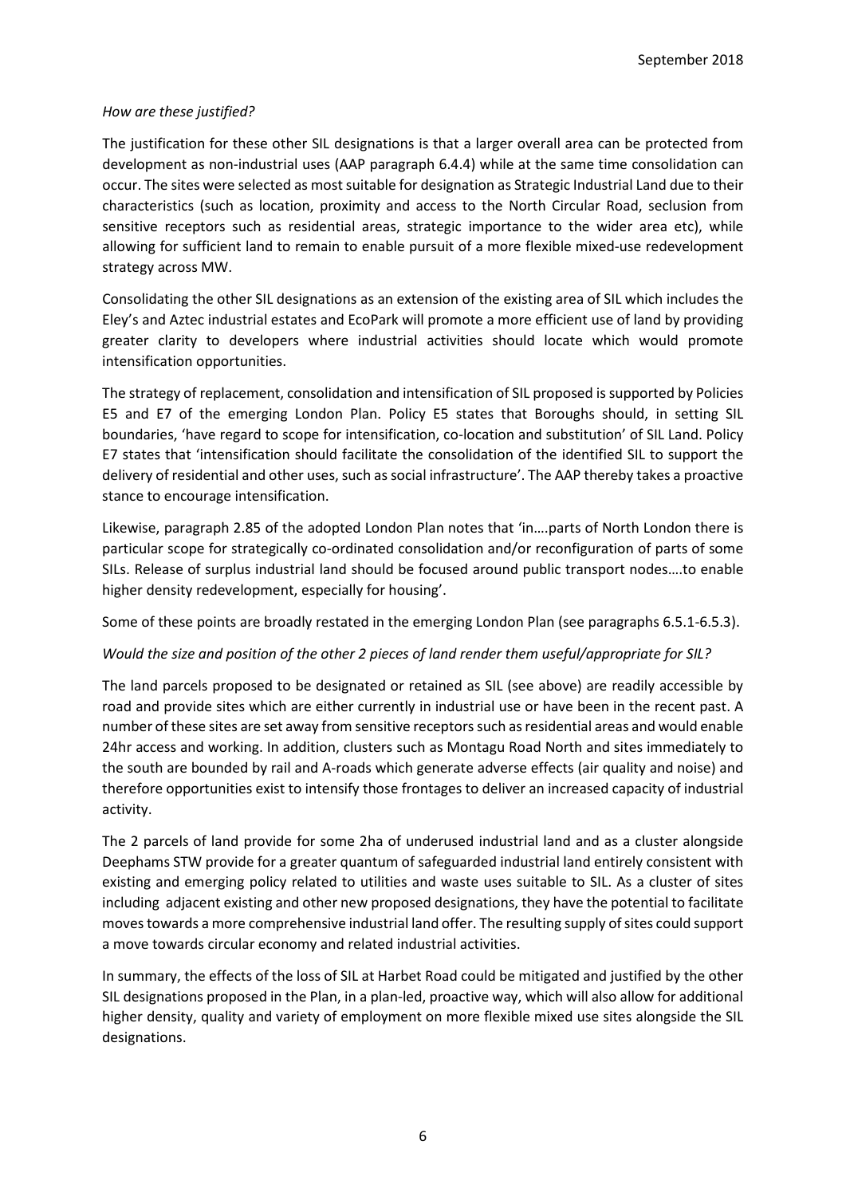*How are these justified?*

The justification for these other SIL designations is that a larger overall area can be protected from development as non-industrial uses (AAP paragraph 6.4.4) while at the same time consolidation can occur. The sites were selected as most suitable for designation as Strategic Industrial Land due to their characteristics (such as location, proximity and access to the North Circular Road, seclusion from sensitive receptors such as residential areas, strategic importance to the wider area etc), while allowing for sufficient land to remain to enable pursuit of a more flexible mixed-use redevelopment strategy across MW.

Consolidating the other SIL designations as an extension of the existing area of SIL which includes the Eley's and Aztec industrial estates and EcoPark will promote a more efficient use of land by providing greater clarity to developers where industrial activities should locate which would promote intensification opportunities.

The strategy of replacement, consolidation and intensification of SIL proposed is supported by Policies E5 and E7 of the emerging London Plan. Policy E5 states that Boroughs should, in setting SIL boundaries, 'have regard to scope for intensification, co-location and substitution' of SIL Land. Policy E7 states that 'intensification should facilitate the consolidation of the identified SIL to support the delivery of residential and other uses, such as social infrastructure'. The AAP thereby takes a proactive stance to encourage intensification.

Likewise, paragraph 2.85 of the adopted London Plan notes that 'in….parts of North London there is particular scope for strategically co-ordinated consolidation and/or reconfiguration of parts of some SILs. Release of surplus industrial land should be focused around public transport nodes….to enable higher density redevelopment, especially for housing'.

Some of these points are broadly restated in the emerging London Plan (see paragraphs 6.5.1-6.5.3).

*Would the size and position of the other 2 pieces of land render them useful/appropriate for SIL?*

The land parcels proposed to be designated or retained as SIL (see above) are readily accessible by road and provide sites which are either currently in industrial use or have been in the recent past. A number of these sites are set away from sensitive receptors such as residential areas and would enable 24hr access and working. In addition, clusters such as Montagu Road North and sites immediately to the south are bounded by rail and A-roads which generate adverse effects (air quality and noise) and therefore opportunities exist to intensify those frontages to deliver an increased capacity of industrial activity.

The 2 parcels of land provide for some 2ha of underused industrial land and as a cluster alongside Deephams STW provide for a greater quantum of safeguarded industrial land entirely consistent with existing and emerging policy related to utilities and waste uses suitable to SIL. As a cluster of sites including adjacent existing and other new proposed designations, they have the potential to facilitate moves towards a more comprehensive industrial land offer. The resulting supply of sites could support a move towards circular economy and related industrial activities.

In summary, the effects of the loss of SIL at Harbet Road could be mitigated and justified by the other SIL designations proposed in the Plan, in a plan-led, proactive way, which will also allow for additional higher density, quality and variety of employment on more flexible mixed use sites alongside the SIL designations.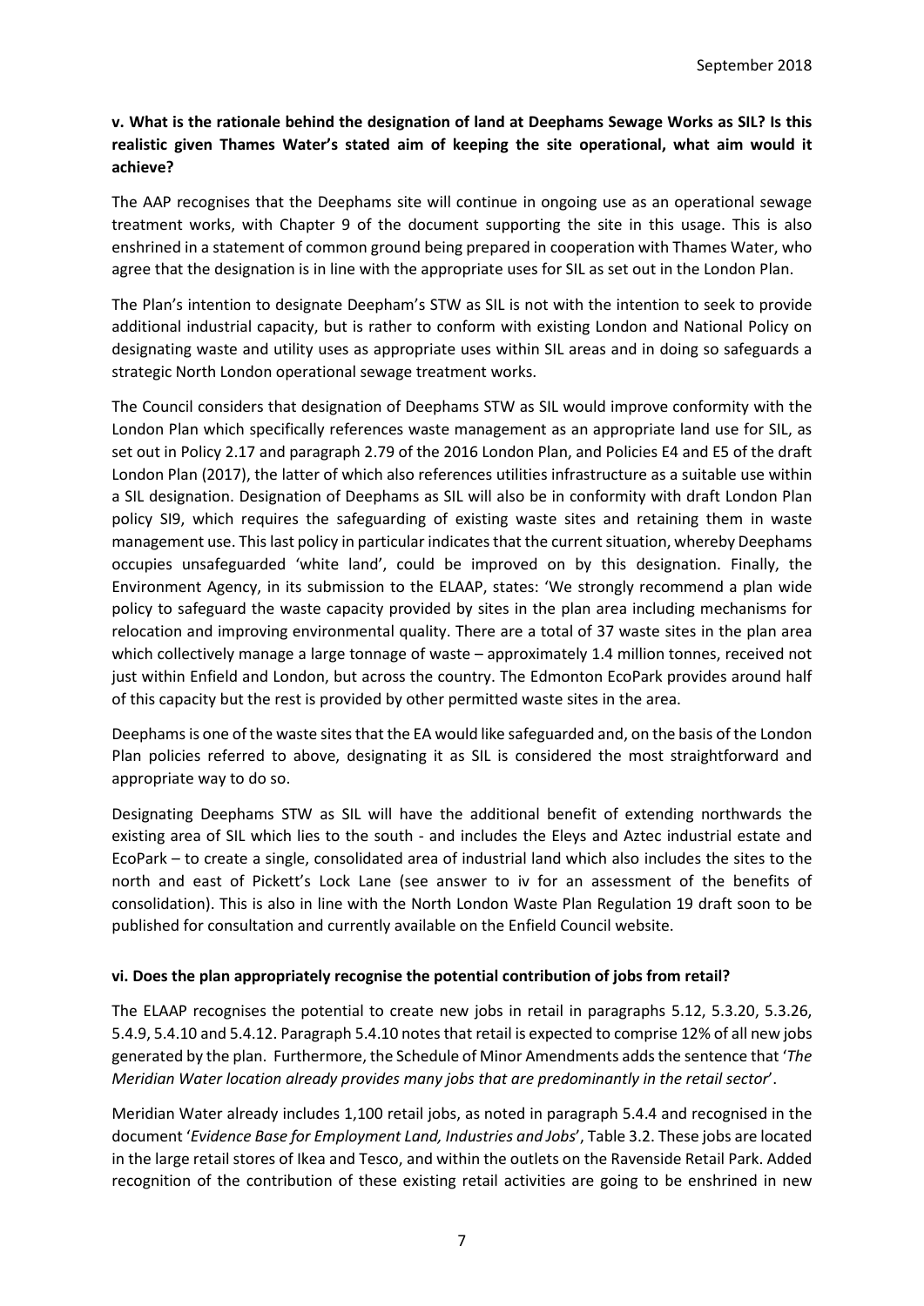**v. What is the rationale behind the designation of land at Deephams Sewage Works as SIL? Is this realistic given Thames Water's stated aim of keeping the site operational, what aim would it achieve?**

The AAP recognises that the Deephams site will continue in ongoing use as an operational sewage treatment works, with Chapter 9 of the document supporting the site in this usage. This is also enshrined in a statement of common ground being prepared in cooperation with Thames Water, who agree that the designation is in line with the appropriate uses for SIL as set out in the London Plan.

The Plan's intention to designate Deepham's STW as SIL is not with the intention to seek to provide additional industrial capacity, but is rather to conform with existing London and National Policy on designating waste and utility uses as appropriate uses within SIL areas and in doing so safeguards a strategic North London operational sewage treatment works.

The Council considers that designation of Deephams STW as SIL would improve conformity with the London Plan which specifically references waste management as an appropriate land use for SIL, as set out in Policy 2.17 and paragraph 2.79 of the 2016 London Plan, and Policies E4 and E5 of the draft London Plan (2017), the latter of which also references utilities infrastructure as a suitable use within a SIL designation. Designation of Deephams as SIL will also be in conformity with draft London Plan policy SI9, which requires the safeguarding of existing waste sites and retaining them in waste management use. This last policy in particular indicates that the current situation, whereby Deephams occupies unsafeguarded 'white land', could be improved on by this designation. Finally, the Environment Agency, in its submission to the ELAAP, states: 'We strongly recommend a plan wide policy to safeguard the waste capacity provided by sites in the plan area including mechanisms for relocation and improving environmental quality. There are a total of 37 waste sites in the plan area which collectively manage a large tonnage of waste – approximately 1.4 million tonnes, received not just within Enfield and London, but across the country. The Edmonton EcoPark provides around half of this capacity but the rest is provided by other permitted waste sites in the area.

Deephams is one of the waste sites that the EA would like safeguarded and, on the basis of the London Plan policies referred to above, designating it as SIL is considered the most straightforward and appropriate way to do so.

Designating Deephams STW as SIL will have the additional benefit of extending northwards the existing area of SIL which lies to the south - and includes the Eleys and Aztec industrial estate and EcoPark – to create a single, consolidated area of industrial land which also includes the sites to the north and east of Pickett's Lock Lane (see answer to iv for an assessment of the benefits of consolidation). This is also in line with the North London Waste Plan Regulation 19 draft soon to be published for consultation and currently available on the Enfield Council website.

**vi. Does the plan appropriately recognise the potential contribution of jobs from retail?**

The ELAAP recognises the potential to create new jobs in retail in paragraphs 5.12, 5.3.20, 5.3.26, 5.4.9, 5.4.10 and 5.4.12. Paragraph 5.4.10 notes that retail is expected to comprise 12% of all new jobs generated by the plan. Furthermore, the Schedule of Minor Amendments adds the sentence that '*The Meridian Water location already provides many jobs that are predominantly in the retail sector*'.

Meridian Water already includes 1,100 retail jobs, as noted in paragraph 5.4.4 and recognised in the document '*Evidence Base for Employment Land, Industries and Jobs*', Table 3.2. These jobs are located in the large retail stores of Ikea and Tesco, and within the outlets on the Ravenside Retail Park. Added recognition of the contribution of these existing retail activities are going to be enshrined in new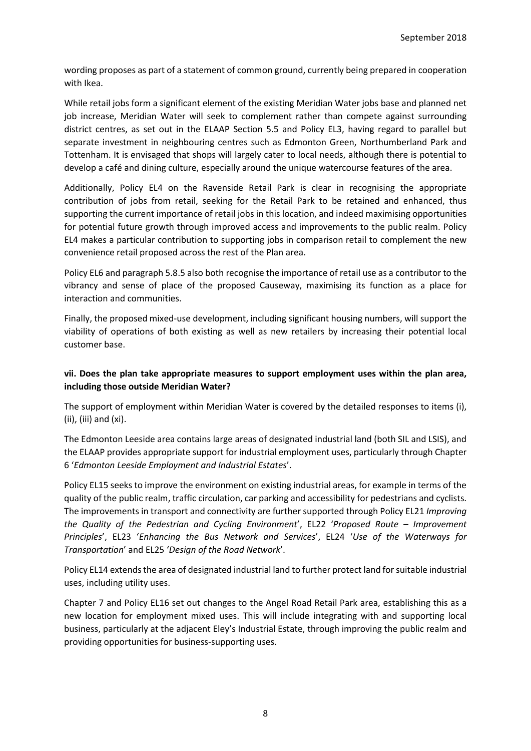wording proposes as part of a statement of common ground, currently being prepared in cooperation with Ikea.

While retail jobs form a significant element of the existing Meridian Water jobs base and planned net job increase, Meridian Water will seek to complement rather than compete against surrounding district centres, as set out in the ELAAP Section 5.5 and Policy EL3, having regard to parallel but separate investment in neighbouring centres such as Edmonton Green, Northumberland Park and Tottenham. It is envisaged that shops will largely cater to local needs, although there is potential to develop a café and dining culture, especially around the unique watercourse features of the area.

Additionally, Policy EL4 on the Ravenside Retail Park is clear in recognising the appropriate contribution of jobs from retail, seeking for the Retail Park to be retained and enhanced, thus supporting the current importance of retail jobs in this location, and indeed maximising opportunities for potential future growth through improved access and improvements to the public realm. Policy EL4 makes a particular contribution to supporting jobs in comparison retail to complement the new convenience retail proposed across the rest of the Plan area.

Policy EL6 and paragraph 5.8.5 also both recognise the importance of retail use as a contributor to the vibrancy and sense of place of the proposed Causeway, maximising its function as a place for interaction and communities.

Finally, the proposed mixed-use development, including significant housing numbers, will support the viability of operations of both existing as well as new retailers by increasing their potential local customer base.

**vii. Does the plan take appropriate measures to support employment uses within the plan area, including those outside Meridian Water?**

The support of employment within Meridian Water is covered by the detailed responses to items (i), (ii), (iii) and (xi).

The Edmonton Leeside area contains large areas of designated industrial land (both SIL and LSIS), and the ELAAP provides appropriate support for industrial employment uses, particularly through Chapter 6 '*Edmonton Leeside Employment and Industrial Estates*'.

Policy EL15 seeks to improve the environment on existing industrial areas, for example in terms of the quality of the public realm, traffic circulation, car parking and accessibility for pedestrians and cyclists. The improvements in transport and connectivity are further supported through Policy EL21 *Improving the Quality of the Pedestrian and Cycling Environment*', EL22 '*Proposed Route – Improvement Principles*', EL23 '*Enhancing the Bus Network and Services*', EL24 '*Use of the Waterways for Transportation*' and EL25 '*Design of the Road Network*'.

Policy EL14 extends the area of designated industrial land to further protect land for suitable industrial uses, including utility uses.

Chapter 7 and Policy EL16 set out changes to the Angel Road Retail Park area, establishing this as a new location for employment mixed uses. This will include integrating with and supporting local business, particularly at the adjacent Eley's Industrial Estate, through improving the public realm and providing opportunities for business-supporting uses.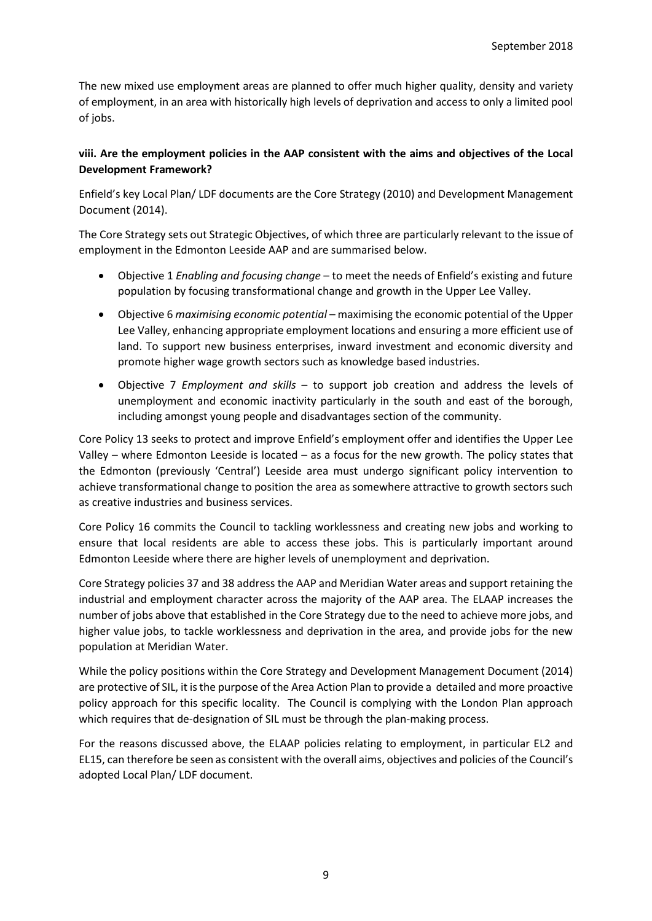The new mixed use employment areas are planned to offer much higher quality, density and variety of employment, in an area with historically high levels of deprivation and access to only a limited pool of jobs.

**viii. Are the employment policies in the AAP consistent with the aims and objectives of the Local Development Framework?**

Enfield's key Local Plan/ LDF documents are the Core Strategy (2010) and Development Management Document (2014).

The Core Strategy sets out Strategic Objectives, of which three are particularly relevant to the issue of employment in the Edmonton Leeside AAP and are summarised below.

- Objective 1 *Enabling and focusing change* – to meet the needs of Enfield's existing and future population by focusing transformational change and growth in the Upper Lee Valley.
- Objective 6 *maximising economic potential* – maximising the economic potential of the Upper Lee Valley, enhancing appropriate employment locations and ensuring a more efficient use of land. To support new business enterprises, inward investment and economic diversity and promote higher wage growth sectors such as knowledge based industries.
- Objective 7 *Employment and skills* – to support job creation and address the levels of unemployment and economic inactivity particularly in the south and east of the borough, including amongst young people and disadvantages section of the community.

Core Policy 13 seeks to protect and improve Enfield's employment offer and identifies the Upper Lee Valley – where Edmonton Leeside is located – as a focus for the new growth. The policy states that the Edmonton (previously 'Central') Leeside area must undergo significant policy intervention to achieve transformational change to position the area as somewhere attractive to growth sectors such as creative industries and business services.

Core Policy 16 commits the Council to tackling worklessness and creating new jobs and working to ensure that local residents are able to access these jobs. This is particularly important around Edmonton Leeside where there are higher levels of unemployment and deprivation.

Core Strategy policies 37 and 38 address the AAP and Meridian Water areas and support retaining the industrial and employment character across the majority of the AAP area. The ELAAP increases the number of jobs above that established in the Core Strategy due to the need to achieve more jobs, and higher value jobs, to tackle worklessness and deprivation in the area, and provide jobs for the new population at Meridian Water.

While the policy positions within the Core Strategy and Development Management Document (2014) are protective of SIL, it is the purpose of the Area Action Plan to provide a detailed and more proactive policy approach for this specific locality. The Council is complying with the London Plan approach which requires that de-designation of SIL must be through the plan-making process.

For the reasons discussed above, the ELAAP policies relating to employment, in particular EL2 and EL15, can therefore be seen as consistent with the overall aims, objectives and policies of the Council's adopted Local Plan/ LDF document.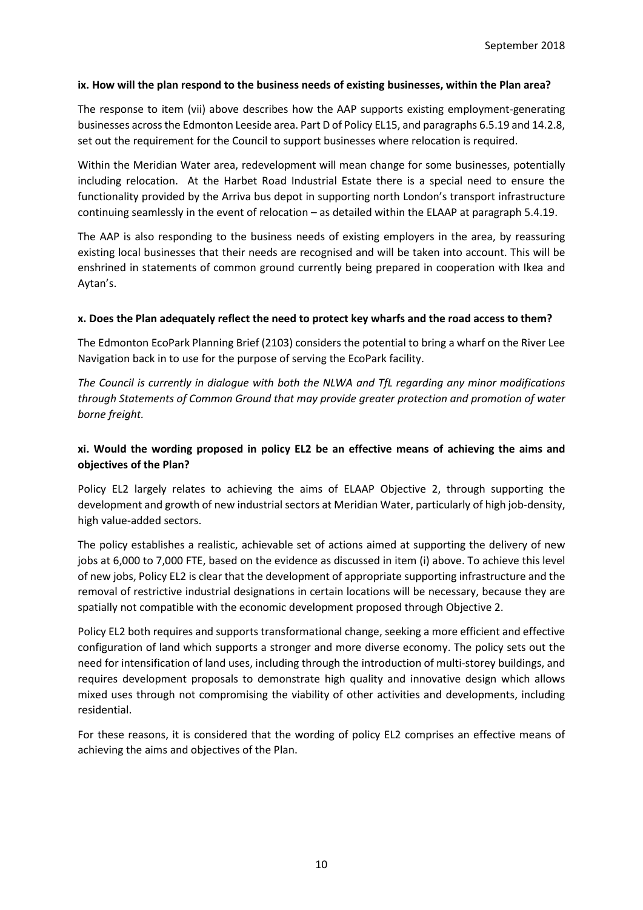**ix. How will the plan respond to the business needs of existing businesses, within the Plan area?**

The response to item (vii) above describes how the AAP supports existing employment-generating businesses across the Edmonton Leeside area. Part D of Policy EL15, and paragraphs 6.5.19 and 14.2.8, set out the requirement for the Council to support businesses where relocation is required.

Within the Meridian Water area, redevelopment will mean change for some businesses, potentially including relocation. At the Harbet Road Industrial Estate there is a special need to ensure the functionality provided by the Arriva bus depot in supporting north London's transport infrastructure continuing seamlessly in the event of relocation – as detailed within the ELAAP at paragraph 5.4.19.

The AAP is also responding to the business needs of existing employers in the area, by reassuring existing local businesses that their needs are recognised and will be taken into account. This will be enshrined in statements of common ground currently being prepared in cooperation with Ikea and Aytan's.

**x. Does the Plan adequately reflect the need to protect key wharfs and the road access to them?**

The Edmonton EcoPark Planning Brief (2103) considers the potential to bring a wharf on the River Lee Navigation back in to use for the purpose of serving the EcoPark facility.

*The Council is currently in dialogue with both the NLWA and TfL regarding any minor modifications through Statements of Common Ground that may provide greater protection and promotion of water borne freight.*

**xi. Would the wording proposed in policy EL2 be an effective means of achieving the aims and objectives of the Plan?**

Policy EL2 largely relates to achieving the aims of ELAAP Objective 2, through supporting the development and growth of new industrial sectors at Meridian Water, particularly of high job-density, high value-added sectors.

The policy establishes a realistic, achievable set of actions aimed at supporting the delivery of new jobs at 6,000 to 7,000 FTE, based on the evidence as discussed in item (i) above. To achieve this level of new jobs, Policy EL2 is clear that the development of appropriate supporting infrastructure and the removal of restrictive industrial designations in certain locations will be necessary, because they are spatially not compatible with the economic development proposed through Objective 2.

Policy EL2 both requires and supports transformational change, seeking a more efficient and effective configuration of land which supports a stronger and more diverse economy. The policy sets out the need for intensification of land uses, including through the introduction of multi-storey buildings, and requires development proposals to demonstrate high quality and innovative design which allows mixed uses through not compromising the viability of other activities and developments, including residential.

For these reasons, it is considered that the wording of policy EL2 comprises an effective means of achieving the aims and objectives of the Plan.